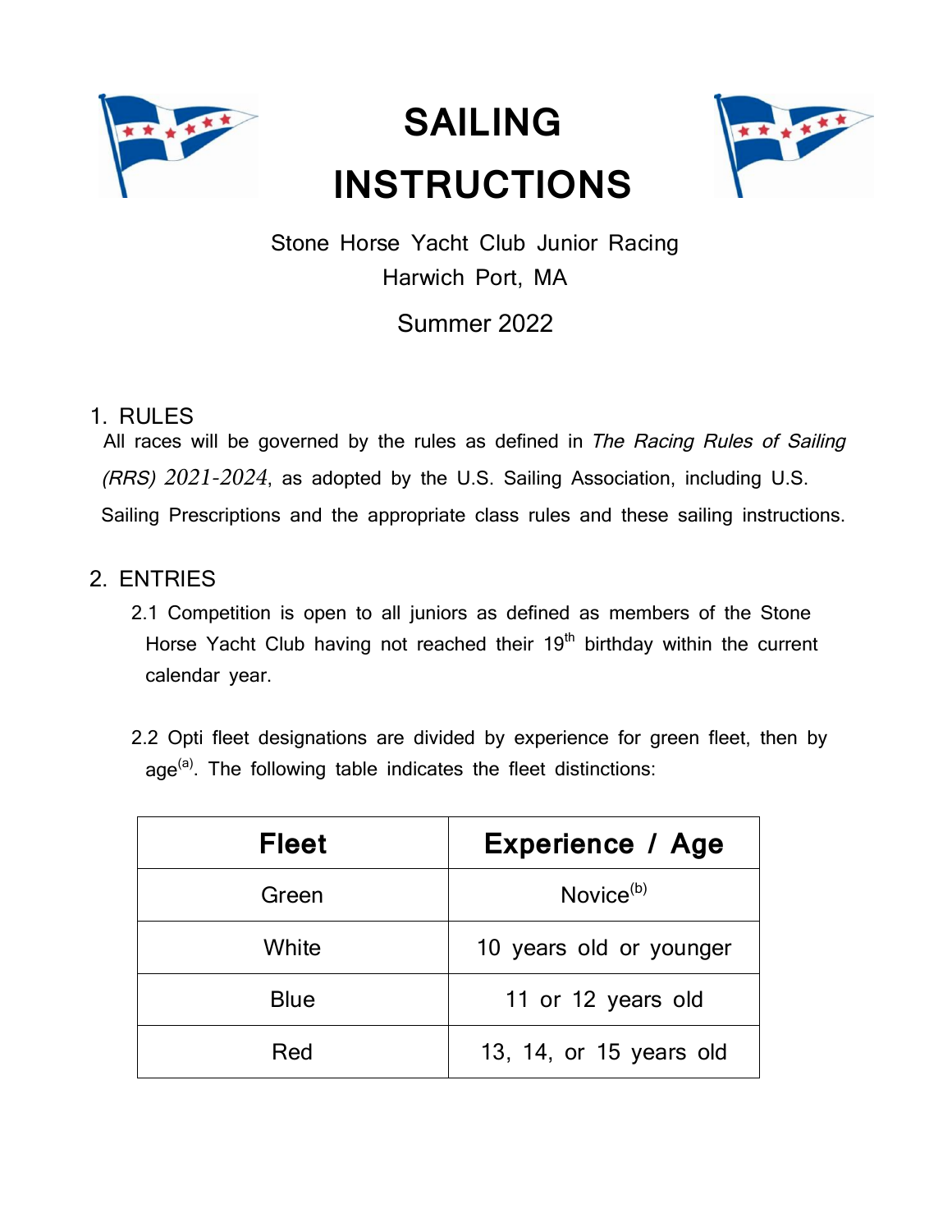# SAILING INSTRUCTIONS

Stone Horse Yacht Club Junior Racing
Harwich Port, MA

Summer 2022

## 1. RULES

All races will be governed by the rules as defined in *The Racing Rules of Sailing (RRS) 2021-2024*, as adopted by the U.S. Sailing Association, including U.S. Sailing Prescriptions and the appropriate class rules and these sailing instructions.

## 2. ENTRIES

2.1 Competition is open to all juniors as defined as members of the Stone Horse Yacht Club having not reached their 19th birthday within the current calendar year.

2.2 Opti fleet designations are divided by experience for green fleet, then by age[(a)]. The following table indicates the fleet distinctions:

| Fleet | Experience / Age |
|---|---|
| Green | Novice[(b)] |
| White | 10 years old or younger |
| Blue | 11 or 12 years old |
| Red | 13, 14, or 15 years old |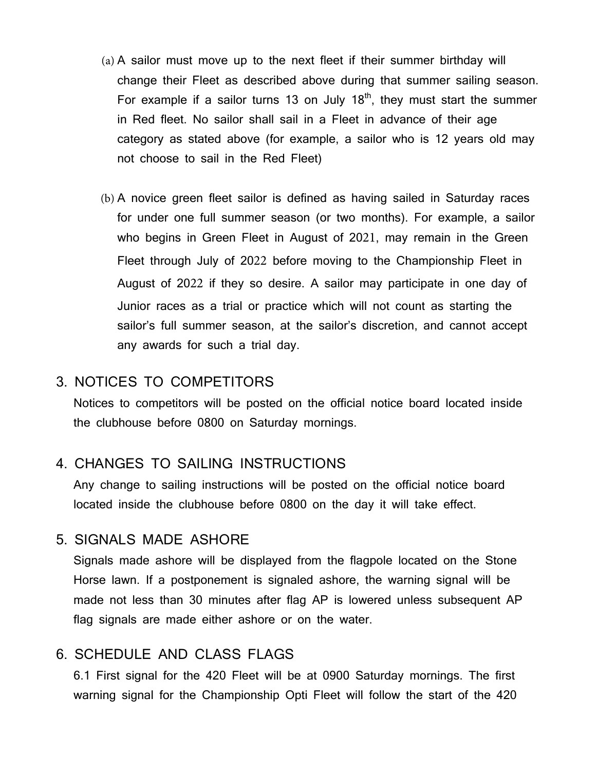(a) A sailor must move up to the next fleet if their summer birthday will change their Fleet as described above during that summer sailing season. For example if a sailor turns 13 on July 18th, they must start the summer in Red fleet. No sailor shall sail in a Fleet in advance of their age category as stated above (for example, a sailor who is 12 years old may not choose to sail in the Red Fleet)

(b) A novice green fleet sailor is defined as having sailed in Saturday races for under one full summer season (or two months). For example, a sailor who begins in Green Fleet in August of 2021, may remain in the Green Fleet through July of 2022 before moving to the Championship Fleet in August of 2022 if they so desire. A sailor may participate in one day of Junior races as a trial or practice which will not count as starting the sailor's full summer season, at the sailor's discretion, and cannot accept any awards for such a trial day.

## 3. NOTICES TO COMPETITORS

Notices to competitors will be posted on the official notice board located inside the clubhouse before 0800 on Saturday mornings.

## 4. CHANGES TO SAILING INSTRUCTIONS

Any change to sailing instructions will be posted on the official notice board located inside the clubhouse before 0800 on the day it will take effect.

## 5. SIGNALS MADE ASHORE

Signals made ashore will be displayed from the flagpole located on the Stone Horse lawn. If a postponement is signaled ashore, the warning signal will be made not less than 30 minutes after flag AP is lowered unless subsequent AP flag signals are made either ashore or on the water.

## 6. SCHEDULE AND CLASS FLAGS

6.1 First signal for the 420 Fleet will be at 0900 Saturday mornings. The first warning signal for the Championship Opti Fleet will follow the start of the 420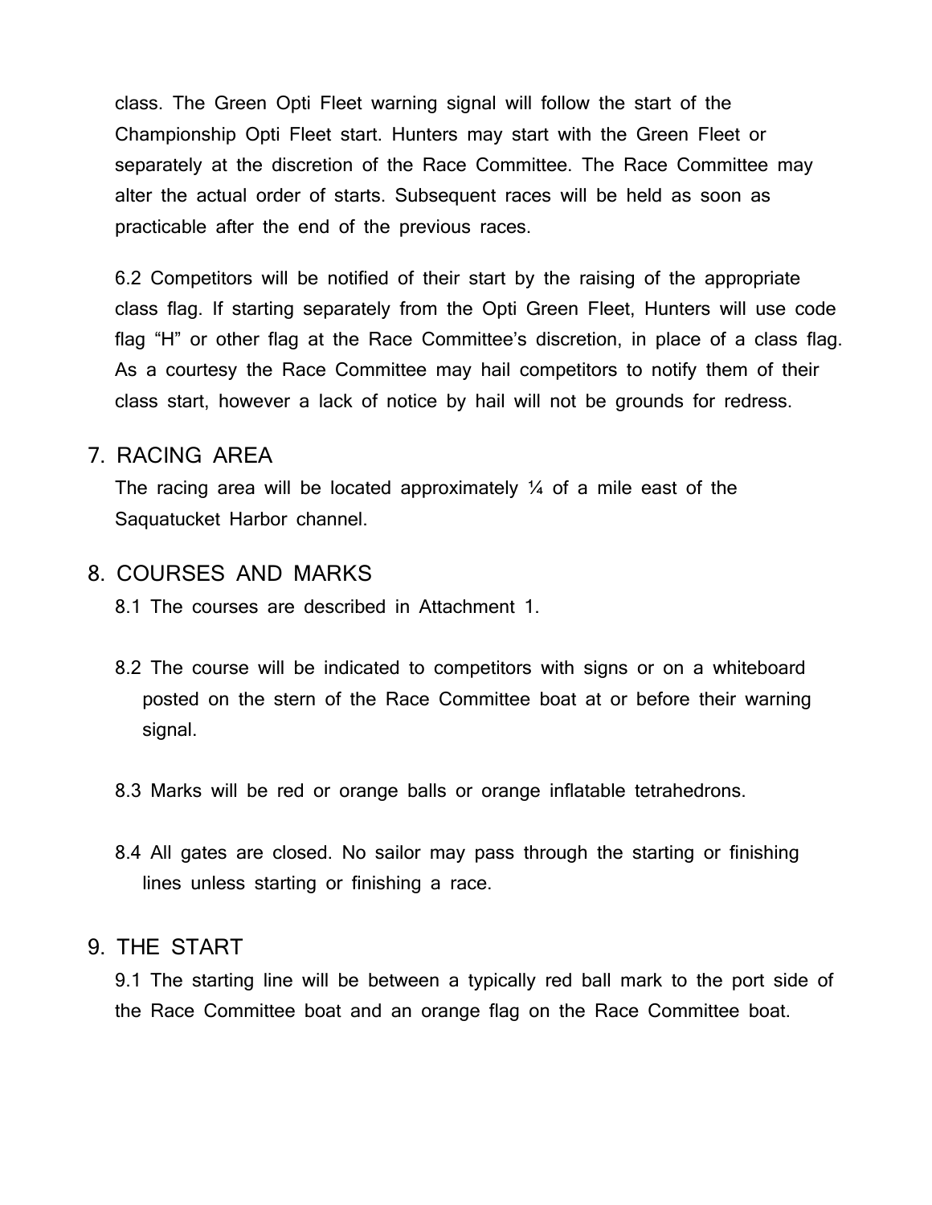class. The Green Opti Fleet warning signal will follow the start of the Championship Opti Fleet start. Hunters may start with the Green Fleet or separately at the discretion of the Race Committee. The Race Committee may alter the actual order of starts. Subsequent races will be held as soon as practicable after the end of the previous races.

6.2 Competitors will be notified of their start by the raising of the appropriate class flag. If starting separately from the Opti Green Fleet, Hunters will use code flag “H” or other flag at the Race Committee’s discretion, in place of a class flag. As a courtesy the Race Committee may hail competitors to notify them of their class start, however a lack of notice by hail will not be grounds for redress.

## 7. RACING AREA

The racing area will be located approximately ¼ of a mile east of the Saquatucket Harbor channel.

## 8. COURSES AND MARKS

8.1 The courses are described in Attachment 1.

8.2 The course will be indicated to competitors with signs or on a whiteboard posted on the stern of the Race Committee boat at or before their warning signal.

8.3 Marks will be red or orange balls or orange inflatable tetrahedrons.

8.4 All gates are closed. No sailor may pass through the starting or finishing lines unless starting or finishing a race.

## 9. THE START

9.1 The starting line will be between a typically red ball mark to the port side of the Race Committee boat and an orange flag on the Race Committee boat.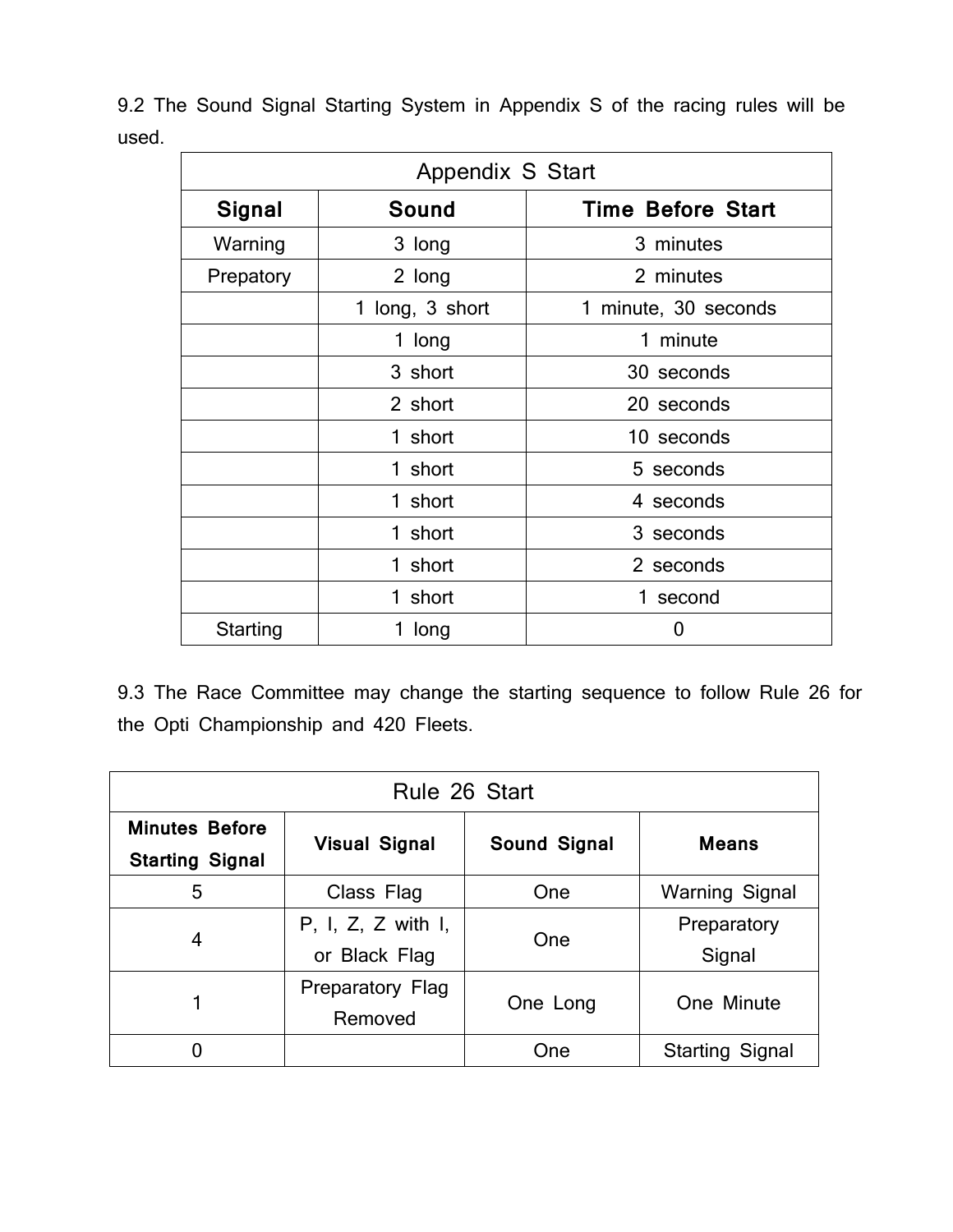9.2 The Sound Signal Starting System in Appendix S of the racing rules will be used.

| Appendix S Start | | |
|---|---|---|
| **Signal** | **Sound** | **Time Before Start** |
| Warning | 3 long | 3 minutes |
| Prepatory | 2 long | 2 minutes |
| | 1 long, 3 short | 1 minute, 30 seconds |
| | 1 long | 1 minute |
| | 3 short | 30 seconds |
| | 2 short | 20 seconds |
| | 1 short | 10 seconds |
| | 1 short | 5 seconds |
| | 1 short | 4 seconds |
| | 1 short | 3 seconds |
| | 1 short | 2 seconds |
| | 1 short | 1 second |
| Starting | 1 long | 0 |

9.3 The Race Committee may change the starting sequence to follow Rule 26 for the Opti Championship and 420 Fleets.

| Rule 26 Start | | | |
|---|---|---|---|
| **Minutes Before Starting Signal** | **Visual Signal** | **Sound Signal** | **Means** |
| 5 | Class Flag | One | Warning Signal |
| 4 | P, I, Z, Z with I, or Black Flag | One | Preparatory Signal |
| 1 | Preparatory Flag Removed | One Long | One Minute |
| 0 | | One | Starting Signal |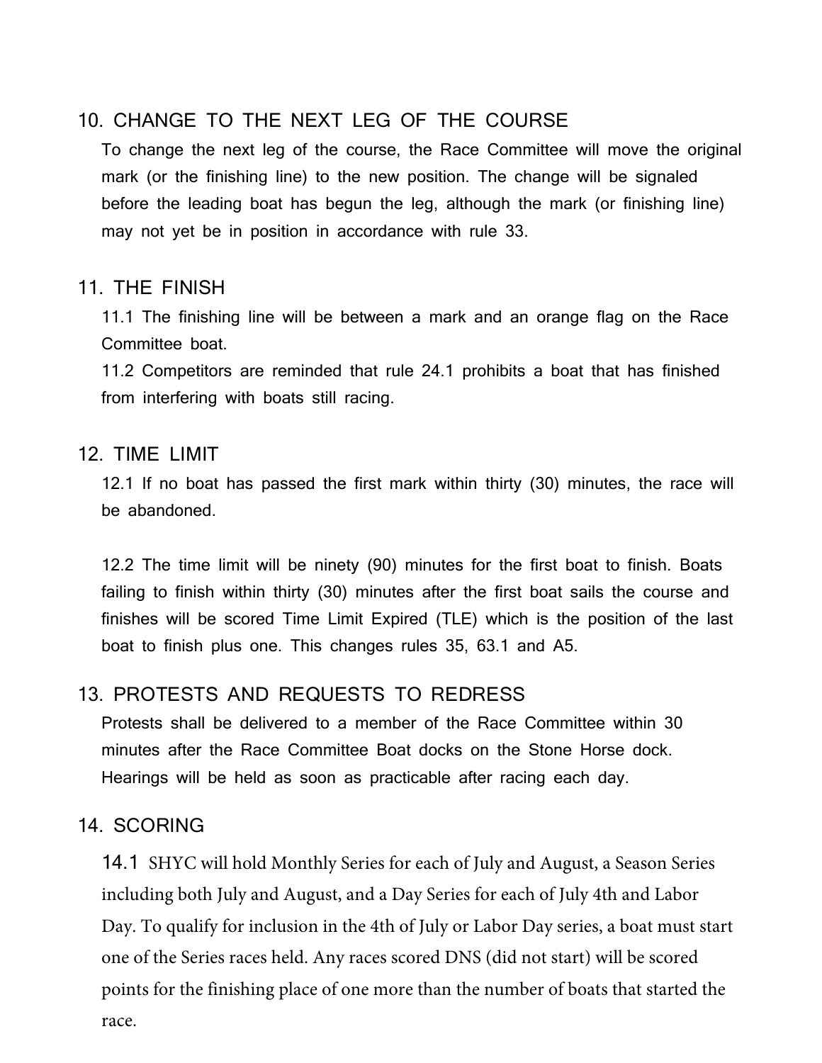## 10. CHANGE TO THE NEXT LEG OF THE COURSE

To change the next leg of the course, the Race Committee will move the original mark (or the finishing line) to the new position. The change will be signaled before the leading boat has begun the leg, although the mark (or finishing line) may not yet be in position in accordance with rule 33.

## 11. THE FINISH

11.1 The finishing line will be between a mark and an orange flag on the Race Committee boat.

11.2 Competitors are reminded that rule 24.1 prohibits a boat that has finished from interfering with boats still racing.

## 12. TIME LIMIT

12.1 If no boat has passed the first mark within thirty (30) minutes, the race will be abandoned.

12.2 The time limit will be ninety (90) minutes for the first boat to finish. Boats failing to finish within thirty (30) minutes after the first boat sails the course and finishes will be scored Time Limit Expired (TLE) which is the position of the last boat to finish plus one. This changes rules 35, 63.1 and A5.

## 13. PROTESTS AND REQUESTS TO REDRESS

Protests shall be delivered to a member of the Race Committee within 30 minutes after the Race Committee Boat docks on the Stone Horse dock. Hearings will be held as soon as practicable after racing each day.

## 14. SCORING

14.1 SHYC will hold Monthly Series for each of July and August, a Season Series including both July and August, and a Day Series for each of July 4th and Labor Day. To qualify for inclusion in the 4th of July or Labor Day series, a boat must start one of the Series races held. Any races scored DNS (did not start) will be scored points for the finishing place of one more than the number of boats that started the race.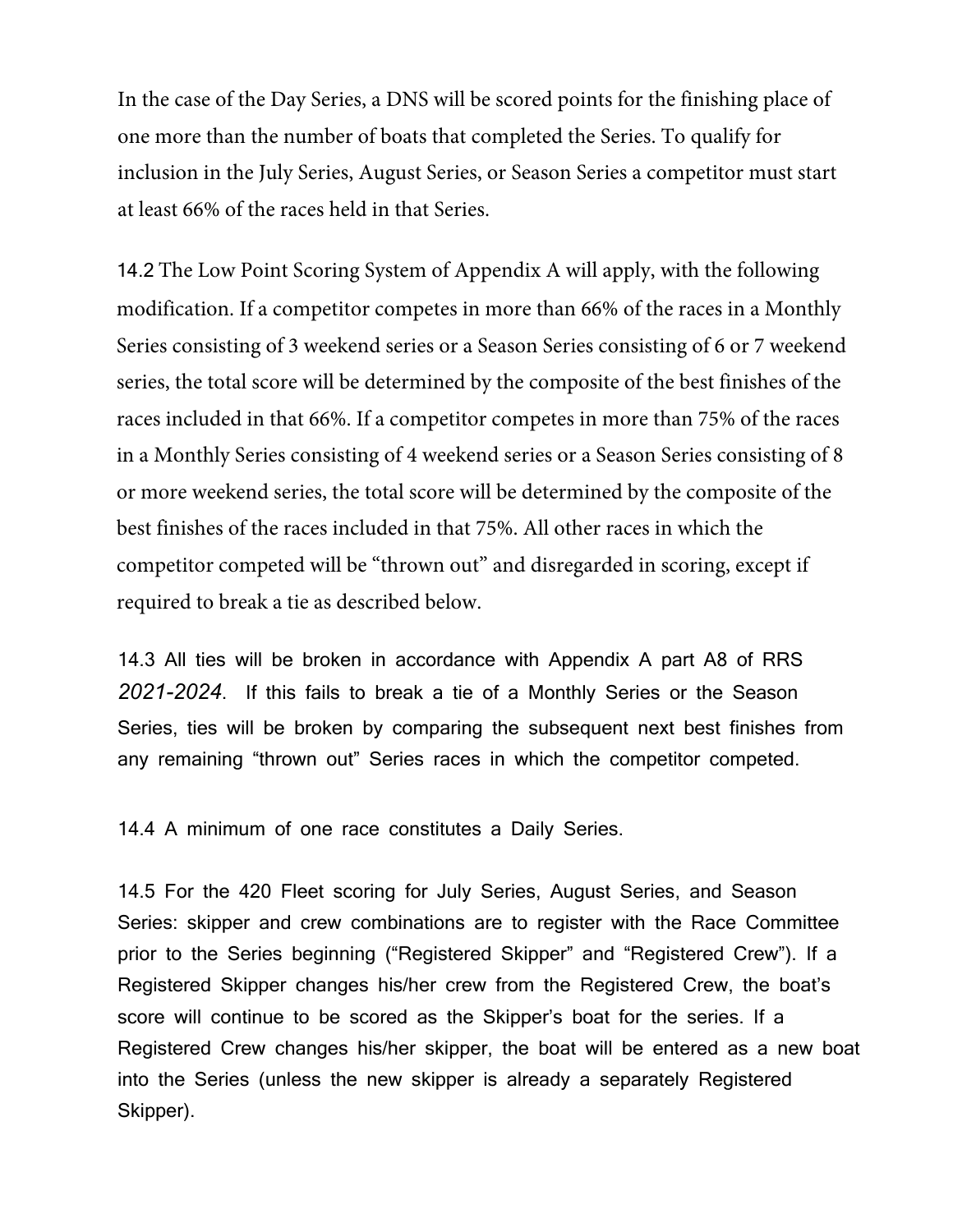In the case of the Day Series, a DNS will be scored points for the finishing place of one more than the number of boats that completed the Series. To qualify for inclusion in the July Series, August Series, or Season Series a competitor must start at least 66% of the races held in that Series.

14.2 The Low Point Scoring System of Appendix A will apply, with the following modification. If a competitor competes in more than 66% of the races in a Monthly Series consisting of 3 weekend series or a Season Series consisting of 6 or 7 weekend series, the total score will be determined by the composite of the best finishes of the races included in that 66%. If a competitor competes in more than 75% of the races in a Monthly Series consisting of 4 weekend series or a Season Series consisting of 8 or more weekend series, the total score will be determined by the composite of the best finishes of the races included in that 75%. All other races in which the competitor competed will be "thrown out" and disregarded in scoring, except if required to break a tie as described below.

14.3 All ties will be broken in accordance with Appendix A part A8 of RRS *2021-2024*. If this fails to break a tie of a Monthly Series or the Season Series, ties will be broken by comparing the subsequent next best finishes from any remaining "thrown out" Series races in which the competitor competed.

14.4 A minimum of one race constitutes a Daily Series.

14.5 For the 420 Fleet scoring for July Series, August Series, and Season Series: skipper and crew combinations are to register with the Race Committee prior to the Series beginning ("Registered Skipper" and "Registered Crew"). If a Registered Skipper changes his/her crew from the Registered Crew, the boat's score will continue to be scored as the Skipper's boat for the series. If a Registered Crew changes his/her skipper, the boat will be entered as a new boat into the Series (unless the new skipper is already a separately Registered Skipper).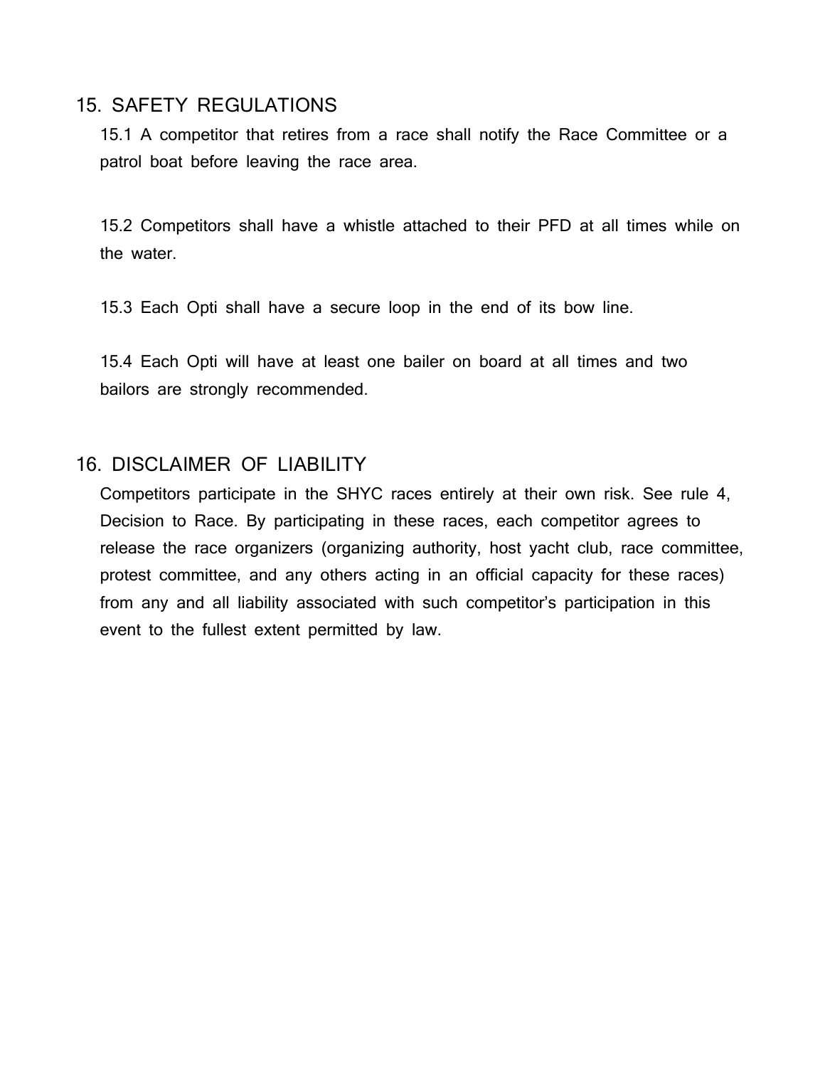## 15. SAFETY REGULATIONS

15.1 A competitor that retires from a race shall notify the Race Committee or a patrol boat before leaving the race area.

15.2 Competitors shall have a whistle attached to their PFD at all times while on the water.

15.3 Each Opti shall have a secure loop in the end of its bow line.

15.4 Each Opti will have at least one bailer on board at all times and two bailors are strongly recommended.

## 16. DISCLAIMER OF LIABILITY

Competitors participate in the SHYC races entirely at their own risk. See rule 4, Decision to Race. By participating in these races, each competitor agrees to release the race organizers (organizing authority, host yacht club, race committee, protest committee, and any others acting in an official capacity for these races) from any and all liability associated with such competitor's participation in this event to the fullest extent permitted by law.